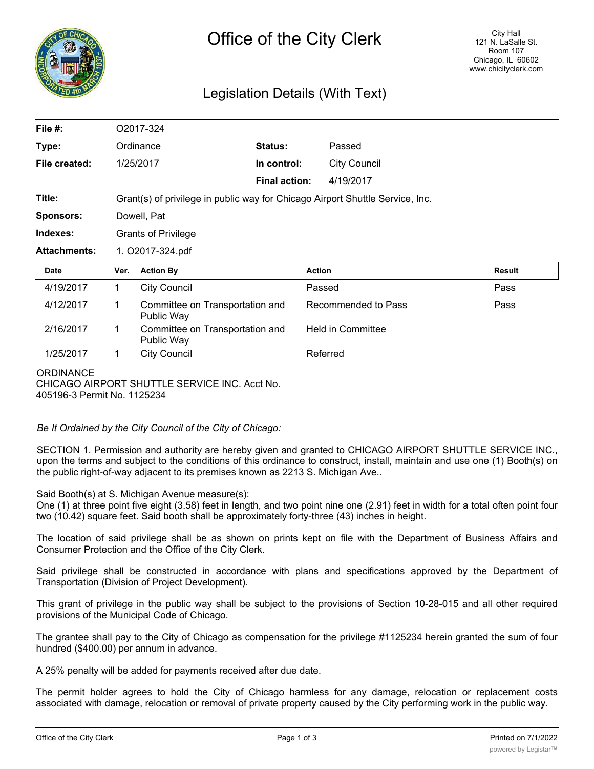# Office of the City Clerk

City Hall
121 N. LaSalle St.
Room 107
Chicago, IL 60602
www.chicityclerk.com

## Legislation Details (With Text)

| | | | |
|---|---|---|---|
| **File #:** | O2017-324 | | |
| **Type:** | Ordinance | **Status:** | Passed |
| **File created:** | 1/25/2017 | **In control:** | City Council |
| | | **Final action:** | 4/19/2017 |
| **Title:** | Grant(s) of privilege in public way for Chicago Airport Shuttle Service, Inc. | | |
| **Sponsors:** | Dowell, Pat | | |
| **Indexes:** | Grants of Privilege | | |
| **Attachments:** | 1. O2017-324.pdf | | |

| Date | Ver. | Action By | Action | Result |
|---|---|---|---|---|
| 4/19/2017 | 1 | City Council | Passed | Pass |
| 4/12/2017 | 1 | Committee on Transportation and Public Way | Recommended to Pass | Pass |
| 2/16/2017 | 1 | Committee on Transportation and Public Way | Held in Committee | |
| 1/25/2017 | 1 | City Council | Referred | |

ORDINANCE
CHICAGO AIRPORT SHUTTLE SERVICE INC. Acct No. 405196-3 Permit No. 1125234

*Be It Ordained by the City Council of the City of Chicago:*

SECTION 1. Permission and authority are hereby given and granted to CHICAGO AIRPORT SHUTTLE SERVICE INC., upon the terms and subject to the conditions of this ordinance to construct, install, maintain and use one (1) Booth(s) on the public right-of-way adjacent to its premises known as 2213 S. Michigan Ave..

Said Booth(s) at S. Michigan Avenue measure(s):
One (1) at three point five eight (3.58) feet in length, and two point nine one (2.91) feet in width for a total often point four two (10.42) square feet. Said booth shall be approximately forty-three (43) inches in height.

The location of said privilege shall be as shown on prints kept on file with the Department of Business Affairs and Consumer Protection and the Office of the City Clerk.

Said privilege shall be constructed in accordance with plans and specifications approved by the Department of Transportation (Division of Project Development).

This grant of privilege in the public way shall be subject to the provisions of Section 10-28-015 and all other required provisions of the Municipal Code of Chicago.

The grantee shall pay to the City of Chicago as compensation for the privilege #1125234 herein granted the sum of four hundred ($400.00) per annum in advance.

A 25% penalty will be added for payments received after due date.

The permit holder agrees to hold the City of Chicago harmless for any damage, relocation or replacement costs associated with damage, relocation or removal of private property caused by the City performing work in the public way.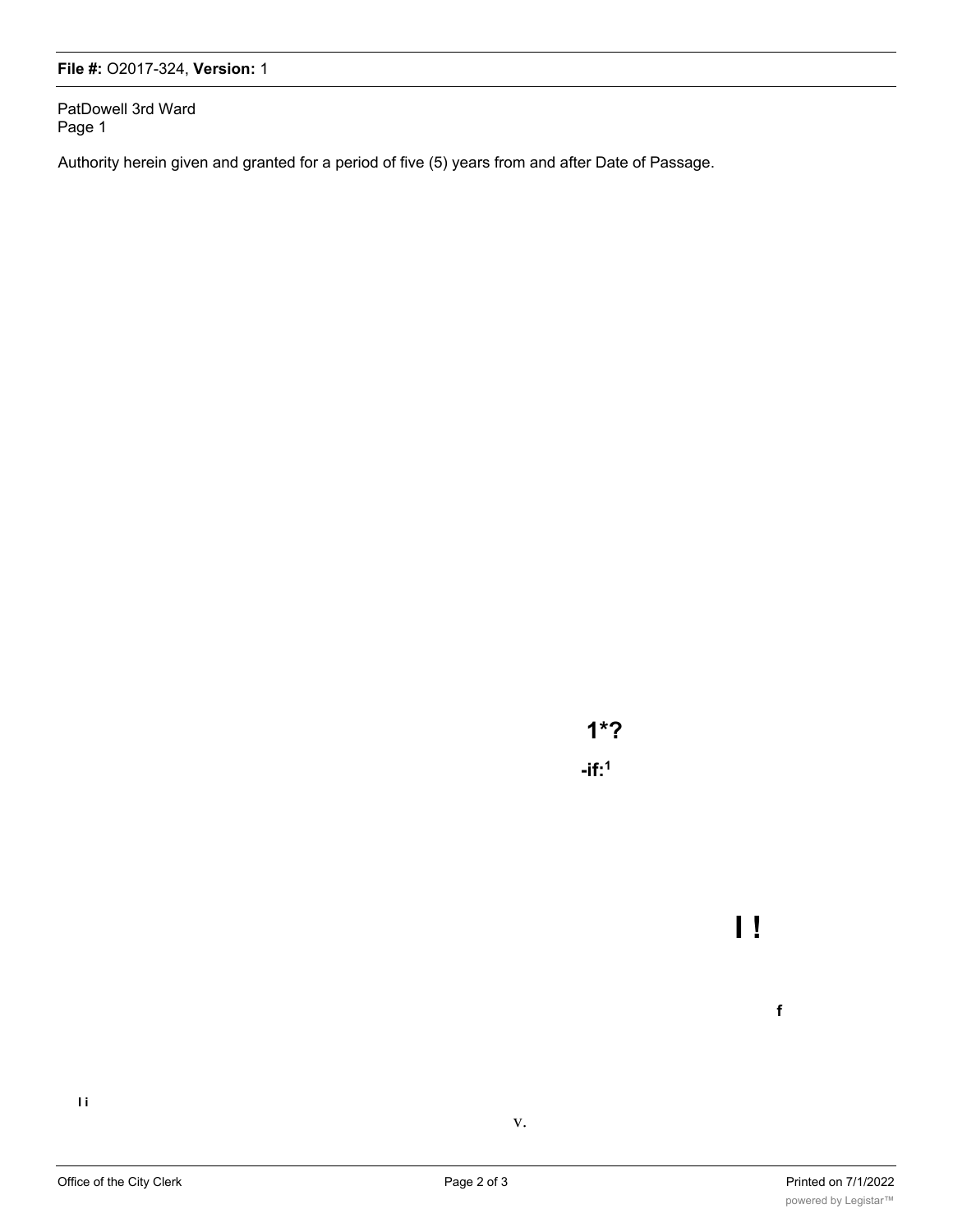PatDowell 3rd Ward
Page 1

Authority herein given and granted for a period of five (5) years from and after Date of Passage.

1*?

-if:1

I !

f

I i

v.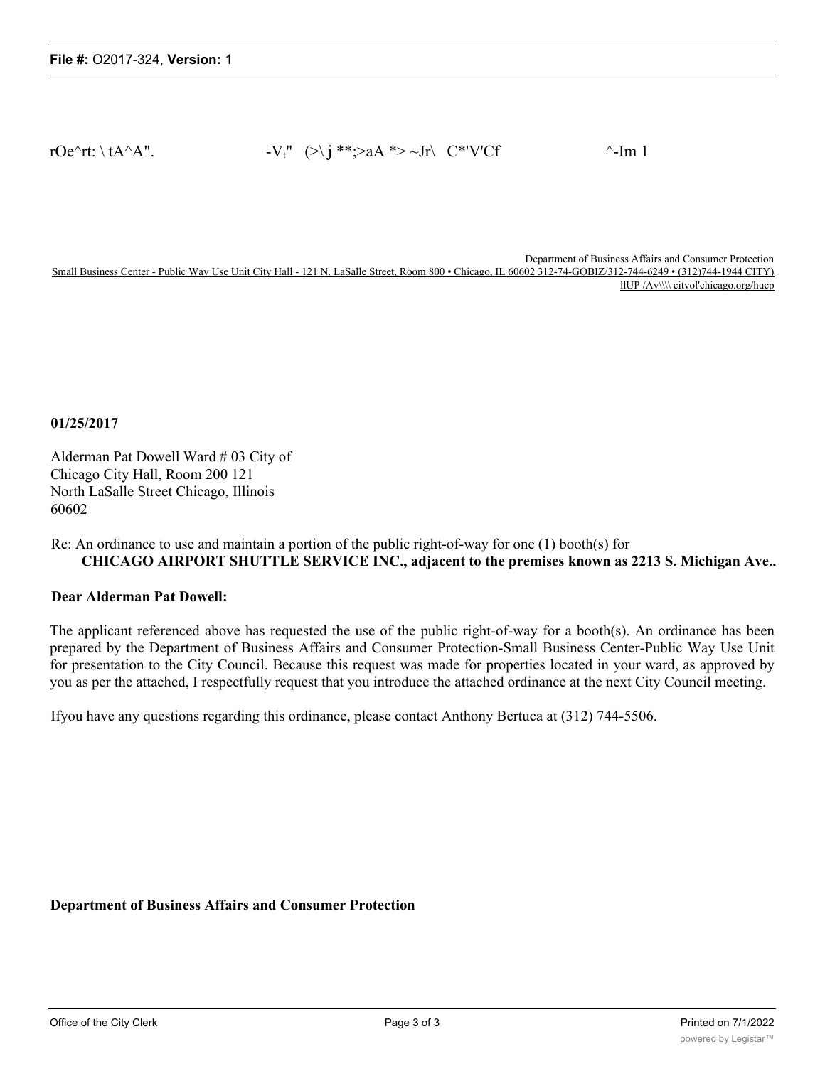rOe^rt: \ tA^A". -V_t" (>\ j **;>aA *> ~Jr\ C*'V'Cf ^-Im 1

Department of Business Affairs and Consumer Protection
Small Business Center - Public Way Use Unit City Hall - 121 N. LaSalle Street, Room 800 • Chicago, IL 60602 312-74-GOBIZ/312-744-6249 • (312)744-1944 CITY)
llUP /Av\\\\ citvol'chicago.org/hucp

**01/25/2017**

Alderman Pat Dowell Ward # 03 City of
Chicago City Hall, Room 200 121
North LaSalle Street Chicago, Illinois
60602

Re: An ordinance to use and maintain a portion of the public right-of-way for one (1) booth(s) for
**CHICAGO AIRPORT SHUTTLE SERVICE INC., adjacent to the premises known as 2213 S. Michigan Ave..**

**Dear Alderman Pat Dowell:**

The applicant referenced above has requested the use of the public right-of-way for a booth(s). An ordinance has been prepared by the Department of Business Affairs and Consumer Protection-Small Business Center-Public Way Use Unit for presentation to the City Council. Because this request was made for properties located in your ward, as approved by you as per the attached, I respectfully request that you introduce the attached ordinance at the next City Council meeting.

Ifyou have any questions regarding this ordinance, please contact Anthony Bertuca at (312) 744-5506.

**Department of Business Affairs and Consumer Protection**